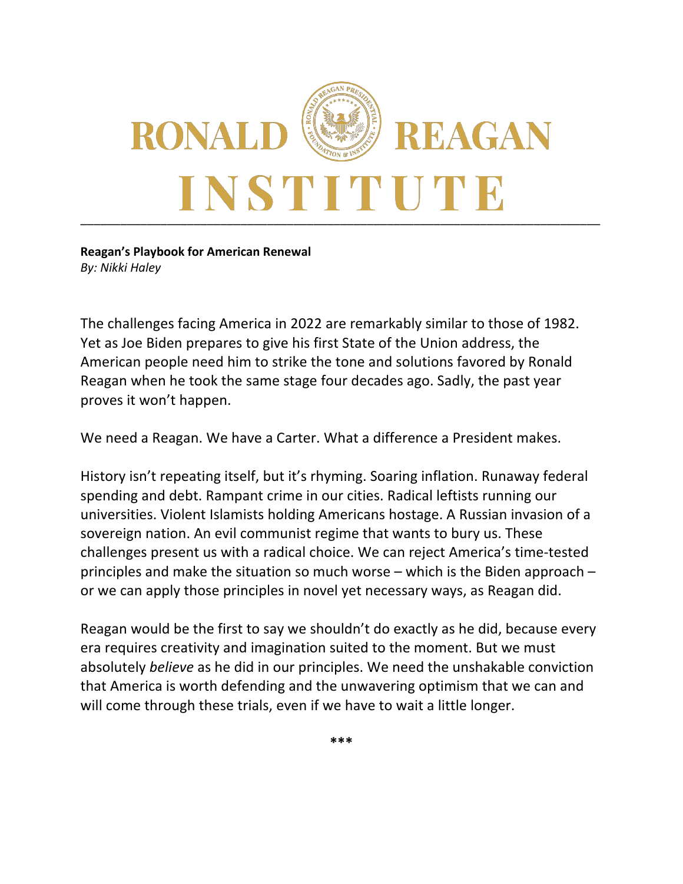# RONALD REAGAN INSTITUTE

**Reagan's Playbook for American Renewal**
*By: Nikki Haley*

The challenges facing America in 2022 are remarkably similar to those of 1982. Yet as Joe Biden prepares to give his first State of the Union address, the American people need him to strike the tone and solutions favored by Ronald Reagan when he took the same stage four decades ago. Sadly, the past year proves it won't happen.

We need a Reagan. We have a Carter. What a difference a President makes.

History isn't repeating itself, but it's rhyming. Soaring inflation. Runaway federal spending and debt. Rampant crime in our cities. Radical leftists running our universities. Violent Islamists holding Americans hostage. A Russian invasion of a sovereign nation. An evil communist regime that wants to bury us. These challenges present us with a radical choice. We can reject America's time-tested principles and make the situation so much worse – which is the Biden approach – or we can apply those principles in novel yet necessary ways, as Reagan did.

Reagan would be the first to say we shouldn't do exactly as he did, because every era requires creativity and imagination suited to the moment. But we must absolutely *believe* as he did in our principles. We need the unshakable conviction that America is worth defending and the unwavering optimism that we can and will come through these trials, even if we have to wait a little longer.

\*\*\*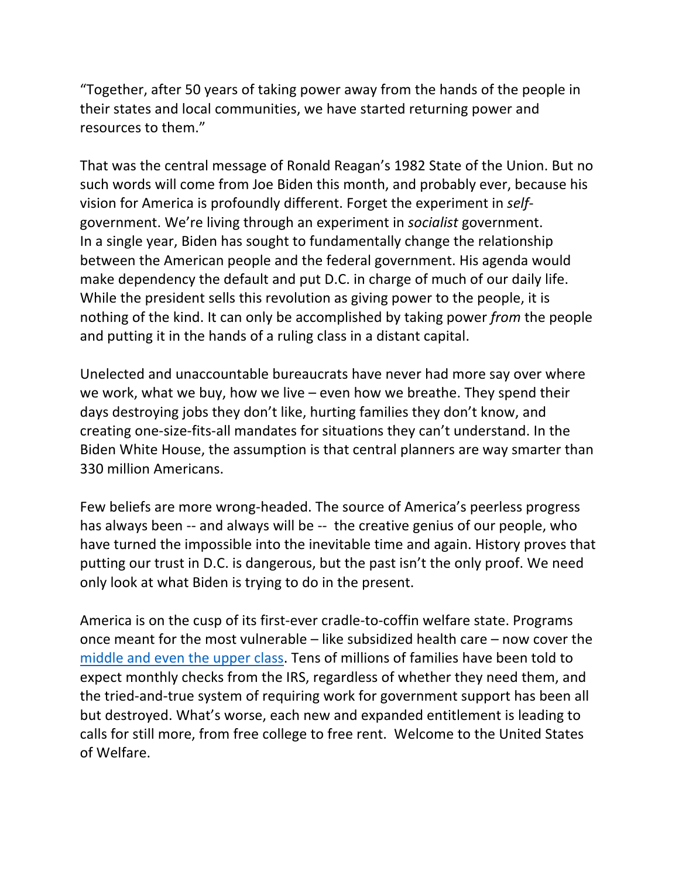"Together, after 50 years of taking power away from the hands of the people in their states and local communities, we have started returning power and resources to them."

That was the central message of Ronald Reagan's 1982 State of the Union. But no such words will come from Joe Biden this month, and probably ever, because his vision for America is profoundly different. Forget the experiment in *self*-government. We're living through an experiment in *socialist* government. In a single year, Biden has sought to fundamentally change the relationship between the American people and the federal government. His agenda would make dependency the default and put D.C. in charge of much of our daily life. While the president sells this revolution as giving power to the people, it is nothing of the kind. It can only be accomplished by taking power *from* the people and putting it in the hands of a ruling class in a distant capital.

Unelected and unaccountable bureaucrats have never had more say over where we work, what we buy, how we live – even how we breathe. They spend their days destroying jobs they don't like, hurting families they don't know, and creating one-size-fits-all mandates for situations they can't understand. In the Biden White House, the assumption is that central planners are way smarter than 330 million Americans.

Few beliefs are more wrong-headed. The source of America's peerless progress has always been -- and always will be -- the creative genius of our people, who have turned the impossible into the inevitable time and again. History proves that putting our trust in D.C. is dangerous, but the past isn't the only proof. We need only look at what Biden is trying to do in the present.

America is on the cusp of its first-ever cradle-to-coffin welfare state. Programs once meant for the most vulnerable – like subsidized health care – now cover the middle and even the upper class. Tens of millions of families have been told to expect monthly checks from the IRS, regardless of whether they need them, and the tried-and-true system of requiring work for government support has been all but destroyed. What's worse, each new and expanded entitlement is leading to calls for still more, from free college to free rent. Welcome to the United States of Welfare.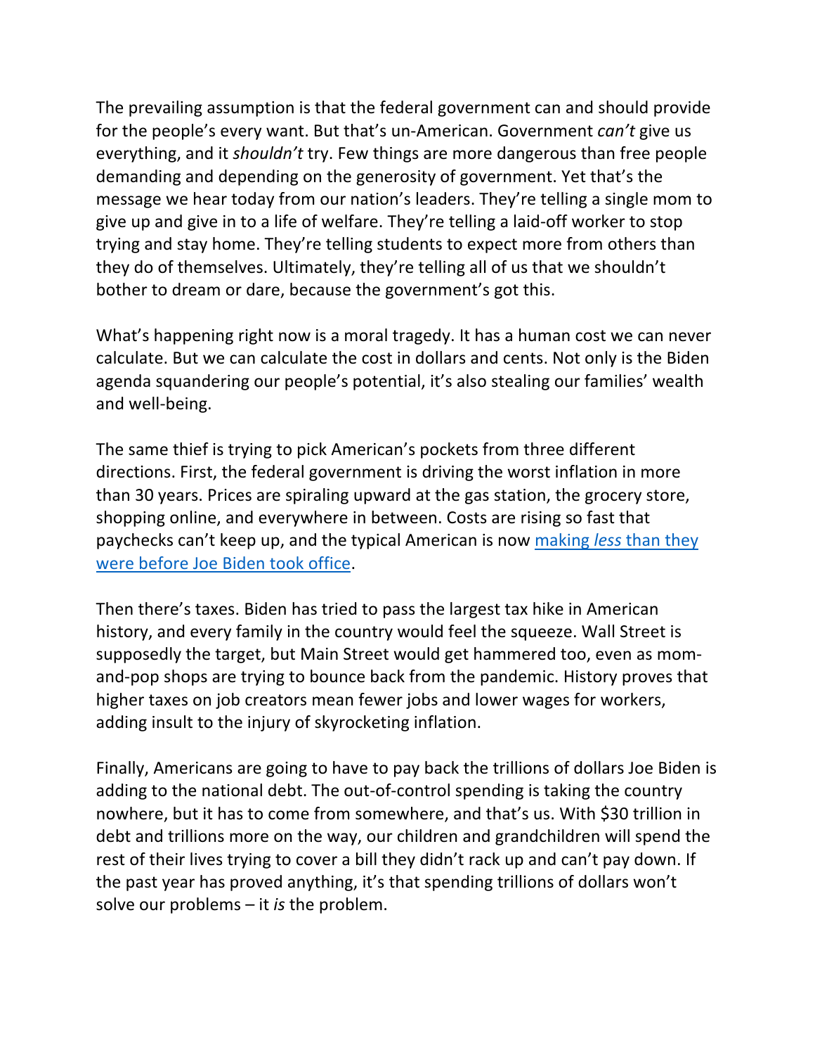The prevailing assumption is that the federal government can and should provide for the people's every want. But that's un-American. Government *can't* give us everything, and it *shouldn't* try. Few things are more dangerous than free people demanding and depending on the generosity of government. Yet that's the message we hear today from our nation's leaders. They're telling a single mom to give up and give in to a life of welfare. They're telling a laid-off worker to stop trying and stay home. They're telling students to expect more from others than they do of themselves. Ultimately, they're telling all of us that we shouldn't bother to dream or dare, because the government's got this.

What's happening right now is a moral tragedy. It has a human cost we can never calculate. But we can calculate the cost in dollars and cents. Not only is the Biden agenda squandering our people's potential, it's also stealing our families' wealth and well-being.

The same thief is trying to pick American's pockets from three different directions. First, the federal government is driving the worst inflation in more than 30 years. Prices are spiraling upward at the gas station, the grocery store, shopping online, and everywhere in between. Costs are rising so fast that paychecks can't keep up, and the typical American is now making *less* than they were before Joe Biden took office.

Then there's taxes. Biden has tried to pass the largest tax hike in American history, and every family in the country would feel the squeeze. Wall Street is supposedly the target, but Main Street would get hammered too, even as mom-and-pop shops are trying to bounce back from the pandemic. History proves that higher taxes on job creators mean fewer jobs and lower wages for workers, adding insult to the injury of skyrocketing inflation.

Finally, Americans are going to have to pay back the trillions of dollars Joe Biden is adding to the national debt. The out-of-control spending is taking the country nowhere, but it has to come from somewhere, and that's us. With $30 trillion in debt and trillions more on the way, our children and grandchildren will spend the rest of their lives trying to cover a bill they didn't rack up and can't pay down. If the past year has proved anything, it's that spending trillions of dollars won't solve our problems – it *is* the problem.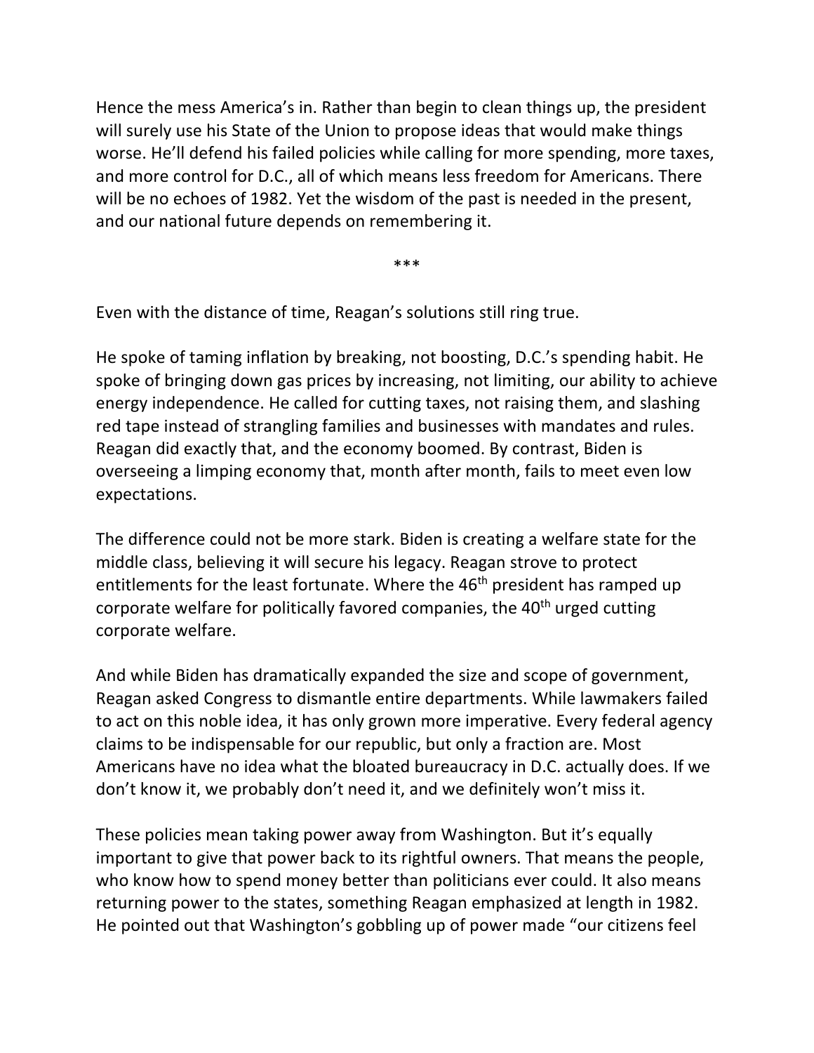Hence the mess America's in. Rather than begin to clean things up, the president will surely use his State of the Union to propose ideas that would make things worse. He'll defend his failed policies while calling for more spending, more taxes, and more control for D.C., all of which means less freedom for Americans. There will be no echoes of 1982. Yet the wisdom of the past is needed in the present, and our national future depends on remembering it.

***

Even with the distance of time, Reagan's solutions still ring true.

He spoke of taming inflation by breaking, not boosting, D.C.'s spending habit. He spoke of bringing down gas prices by increasing, not limiting, our ability to achieve energy independence. He called for cutting taxes, not raising them, and slashing red tape instead of strangling families and businesses with mandates and rules. Reagan did exactly that, and the economy boomed. By contrast, Biden is overseeing a limping economy that, month after month, fails to meet even low expectations.

The difference could not be more stark. Biden is creating a welfare state for the middle class, believing it will secure his legacy. Reagan strove to protect entitlements for the least fortunate. Where the 46th president has ramped up corporate welfare for politically favored companies, the 40th urged cutting corporate welfare.

And while Biden has dramatically expanded the size and scope of government, Reagan asked Congress to dismantle entire departments. While lawmakers failed to act on this noble idea, it has only grown more imperative. Every federal agency claims to be indispensable for our republic, but only a fraction are. Most Americans have no idea what the bloated bureaucracy in D.C. actually does. If we don't know it, we probably don't need it, and we definitely won't miss it.

These policies mean taking power away from Washington. But it's equally important to give that power back to its rightful owners. That means the people, who know how to spend money better than politicians ever could. It also means returning power to the states, something Reagan emphasized at length in 1982. He pointed out that Washington's gobbling up of power made "our citizens feel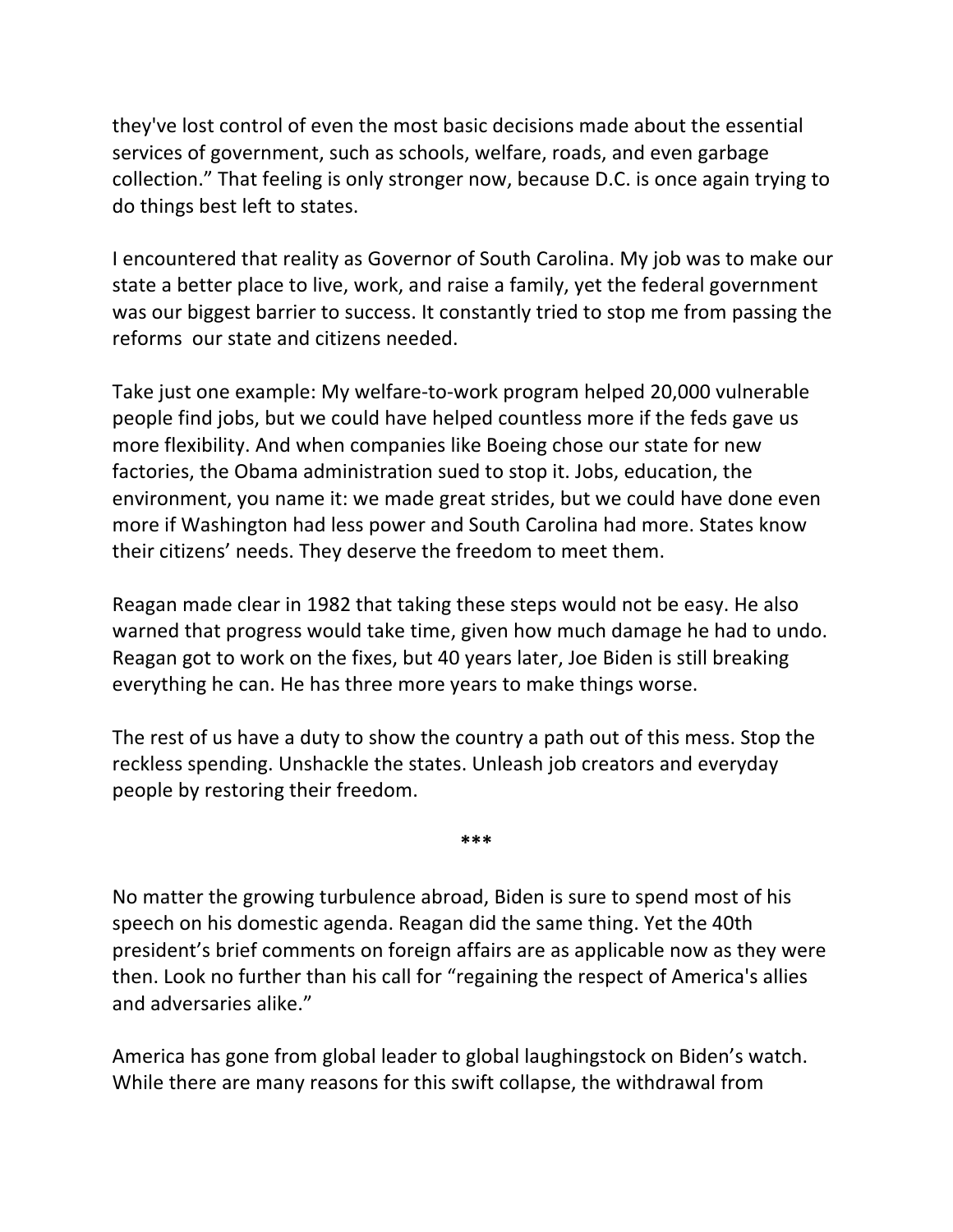they've lost control of even the most basic decisions made about the essential services of government, such as schools, welfare, roads, and even garbage collection." That feeling is only stronger now, because D.C. is once again trying to do things best left to states.

I encountered that reality as Governor of South Carolina. My job was to make our state a better place to live, work, and raise a family, yet the federal government was our biggest barrier to success. It constantly tried to stop me from passing the reforms our state and citizens needed.

Take just one example: My welfare-to-work program helped 20,000 vulnerable people find jobs, but we could have helped countless more if the feds gave us more flexibility. And when companies like Boeing chose our state for new factories, the Obama administration sued to stop it. Jobs, education, the environment, you name it: we made great strides, but we could have done even more if Washington had less power and South Carolina had more. States know their citizens' needs. They deserve the freedom to meet them.

Reagan made clear in 1982 that taking these steps would not be easy. He also warned that progress would take time, given how much damage he had to undo. Reagan got to work on the fixes, but 40 years later, Joe Biden is still breaking everything he can. He has three more years to make things worse.

The rest of us have a duty to show the country a path out of this mess. Stop the reckless spending. Unshackle the states. Unleash job creators and everyday people by restoring their freedom.

***

No matter the growing turbulence abroad, Biden is sure to spend most of his speech on his domestic agenda. Reagan did the same thing. Yet the 40th president's brief comments on foreign affairs are as applicable now as they were then. Look no further than his call for "regaining the respect of America's allies and adversaries alike."

America has gone from global leader to global laughingstock on Biden's watch. While there are many reasons for this swift collapse, the withdrawal from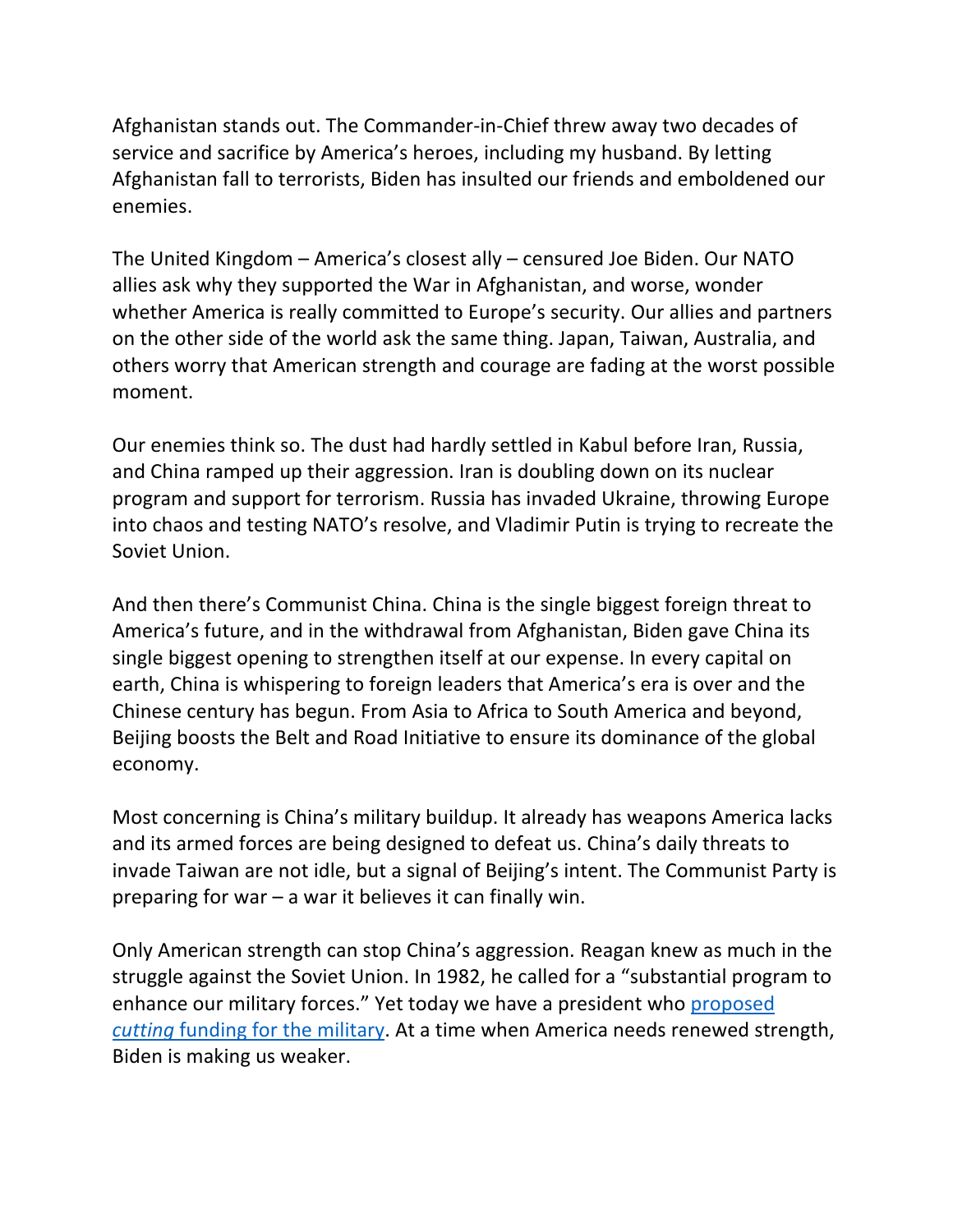Afghanistan stands out. The Commander-in-Chief threw away two decades of service and sacrifice by America's heroes, including my husband. By letting Afghanistan fall to terrorists, Biden has insulted our friends and emboldened our enemies.

The United Kingdom – America's closest ally – censured Joe Biden. Our NATO allies ask why they supported the War in Afghanistan, and worse, wonder whether America is really committed to Europe's security. Our allies and partners on the other side of the world ask the same thing. Japan, Taiwan, Australia, and others worry that American strength and courage are fading at the worst possible moment.

Our enemies think so. The dust had hardly settled in Kabul before Iran, Russia, and China ramped up their aggression. Iran is doubling down on its nuclear program and support for terrorism. Russia has invaded Ukraine, throwing Europe into chaos and testing NATO's resolve, and Vladimir Putin is trying to recreate the Soviet Union.

And then there's Communist China. China is the single biggest foreign threat to America's future, and in the withdrawal from Afghanistan, Biden gave China its single biggest opening to strengthen itself at our expense. In every capital on earth, China is whispering to foreign leaders that America's era is over and the Chinese century has begun. From Asia to Africa to South America and beyond, Beijing boosts the Belt and Road Initiative to ensure its dominance of the global economy.

Most concerning is China's military buildup. It already has weapons America lacks and its armed forces are being designed to defeat us. China's daily threats to invade Taiwan are not idle, but a signal of Beijing's intent. The Communist Party is preparing for war – a war it believes it can finally win.

Only American strength can stop China's aggression. Reagan knew as much in the struggle against the Soviet Union. In 1982, he called for a "substantial program to enhance our military forces." Yet today we have a president who proposed *cutting* funding for the military. At a time when America needs renewed strength, Biden is making us weaker.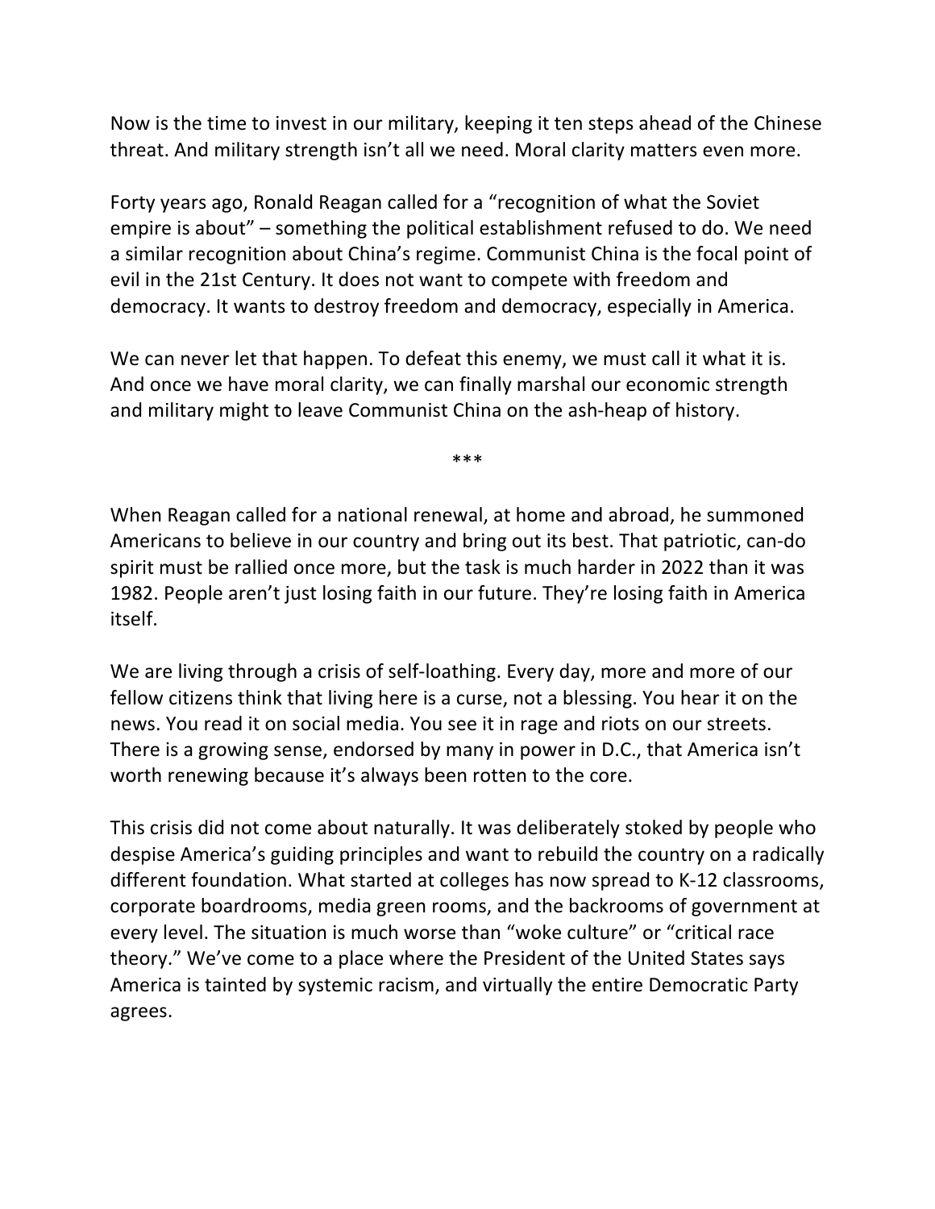Now is the time to invest in our military, keeping it ten steps ahead of the Chinese threat. And military strength isn't all we need. Moral clarity matters even more.

Forty years ago, Ronald Reagan called for a "recognition of what the Soviet empire is about" – something the political establishment refused to do. We need a similar recognition about China's regime. Communist China is the focal point of evil in the 21st Century. It does not want to compete with freedom and democracy. It wants to destroy freedom and democracy, especially in America.

We can never let that happen. To defeat this enemy, we must call it what it is. And once we have moral clarity, we can finally marshal our economic strength and military might to leave Communist China on the ash-heap of history.

***

When Reagan called for a national renewal, at home and abroad, he summoned Americans to believe in our country and bring out its best. That patriotic, can-do spirit must be rallied once more, but the task is much harder in 2022 than it was 1982. People aren't just losing faith in our future. They're losing faith in America itself.

We are living through a crisis of self-loathing. Every day, more and more of our fellow citizens think that living here is a curse, not a blessing. You hear it on the news. You read it on social media. You see it in rage and riots on our streets. There is a growing sense, endorsed by many in power in D.C., that America isn't worth renewing because it's always been rotten to the core.

This crisis did not come about naturally. It was deliberately stoked by people who despise America's guiding principles and want to rebuild the country on a radically different foundation. What started at colleges has now spread to K-12 classrooms, corporate boardrooms, media green rooms, and the backrooms of government at every level. The situation is much worse than "woke culture" or "critical race theory." We've come to a place where the President of the United States says America is tainted by systemic racism, and virtually the entire Democratic Party agrees.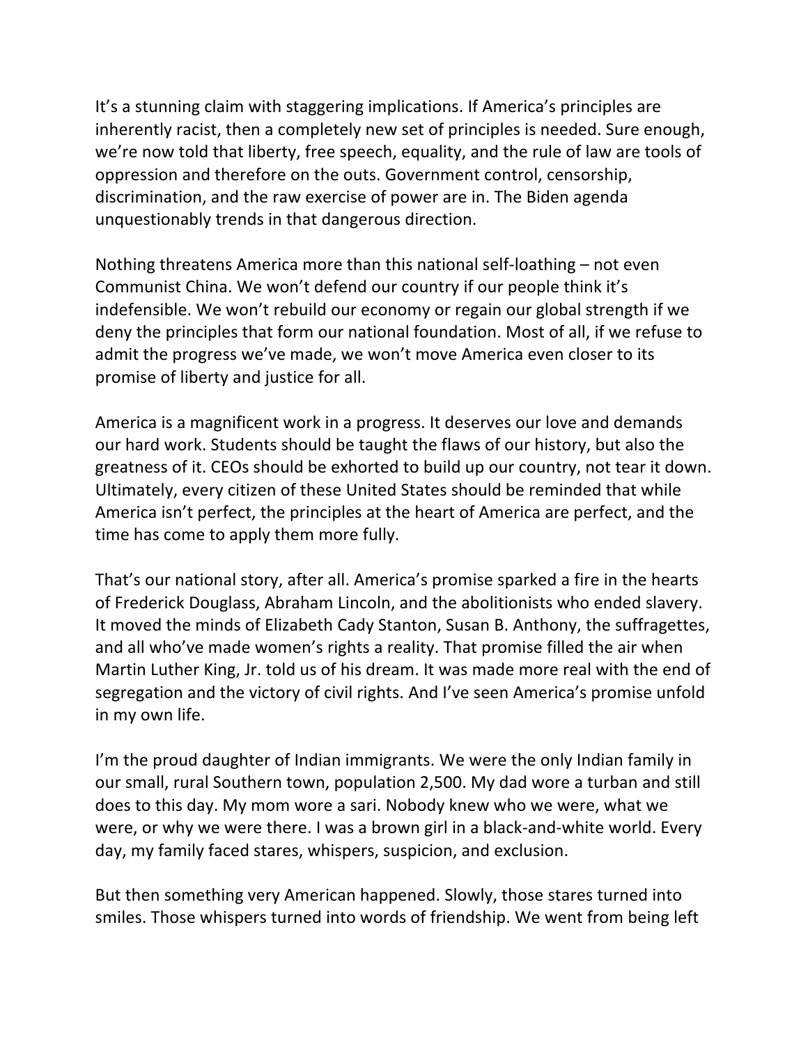It's a stunning claim with staggering implications. If America's principles are inherently racist, then a completely new set of principles is needed. Sure enough, we're now told that liberty, free speech, equality, and the rule of law are tools of oppression and therefore on the outs. Government control, censorship, discrimination, and the raw exercise of power are in. The Biden agenda unquestionably trends in that dangerous direction.

Nothing threatens America more than this national self-loathing – not even Communist China. We won't defend our country if our people think it's indefensible. We won't rebuild our economy or regain our global strength if we deny the principles that form our national foundation. Most of all, if we refuse to admit the progress we've made, we won't move America even closer to its promise of liberty and justice for all.

America is a magnificent work in a progress. It deserves our love and demands our hard work. Students should be taught the flaws of our history, but also the greatness of it. CEOs should be exhorted to build up our country, not tear it down. Ultimately, every citizen of these United States should be reminded that while America isn't perfect, the principles at the heart of America are perfect, and the time has come to apply them more fully.

That's our national story, after all. America's promise sparked a fire in the hearts of Frederick Douglass, Abraham Lincoln, and the abolitionists who ended slavery. It moved the minds of Elizabeth Cady Stanton, Susan B. Anthony, the suffragettes, and all who've made women's rights a reality. That promise filled the air when Martin Luther King, Jr. told us of his dream. It was made more real with the end of segregation and the victory of civil rights. And I've seen America's promise unfold in my own life.

I'm the proud daughter of Indian immigrants. We were the only Indian family in our small, rural Southern town, population 2,500. My dad wore a turban and still does to this day. My mom wore a sari. Nobody knew who we were, what we were, or why we were there. I was a brown girl in a black-and-white world. Every day, my family faced stares, whispers, suspicion, and exclusion.

But then something very American happened. Slowly, those stares turned into smiles. Those whispers turned into words of friendship. We went from being left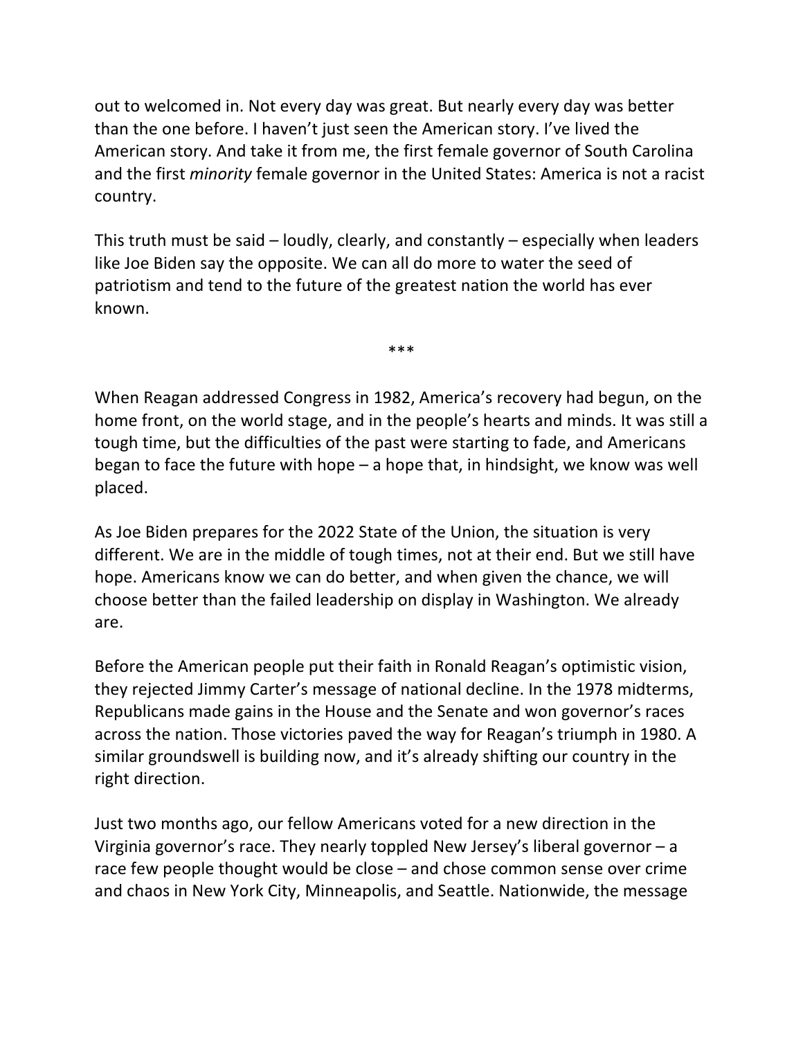out to welcomed in. Not every day was great. But nearly every day was better than the one before. I haven't just seen the American story. I've lived the American story. And take it from me, the first female governor of South Carolina and the first *minority* female governor in the United States: America is not a racist country.

This truth must be said – loudly, clearly, and constantly – especially when leaders like Joe Biden say the opposite. We can all do more to water the seed of patriotism and tend to the future of the greatest nation the world has ever known.

***

When Reagan addressed Congress in 1982, America's recovery had begun, on the home front, on the world stage, and in the people's hearts and minds. It was still a tough time, but the difficulties of the past were starting to fade, and Americans began to face the future with hope – a hope that, in hindsight, we know was well placed.

As Joe Biden prepares for the 2022 State of the Union, the situation is very different. We are in the middle of tough times, not at their end. But we still have hope. Americans know we can do better, and when given the chance, we will choose better than the failed leadership on display in Washington. We already are.

Before the American people put their faith in Ronald Reagan's optimistic vision, they rejected Jimmy Carter's message of national decline. In the 1978 midterms, Republicans made gains in the House and the Senate and won governor's races across the nation. Those victories paved the way for Reagan's triumph in 1980. A similar groundswell is building now, and it's already shifting our country in the right direction.

Just two months ago, our fellow Americans voted for a new direction in the Virginia governor's race. They nearly toppled New Jersey's liberal governor – a race few people thought would be close – and chose common sense over crime and chaos in New York City, Minneapolis, and Seattle. Nationwide, the message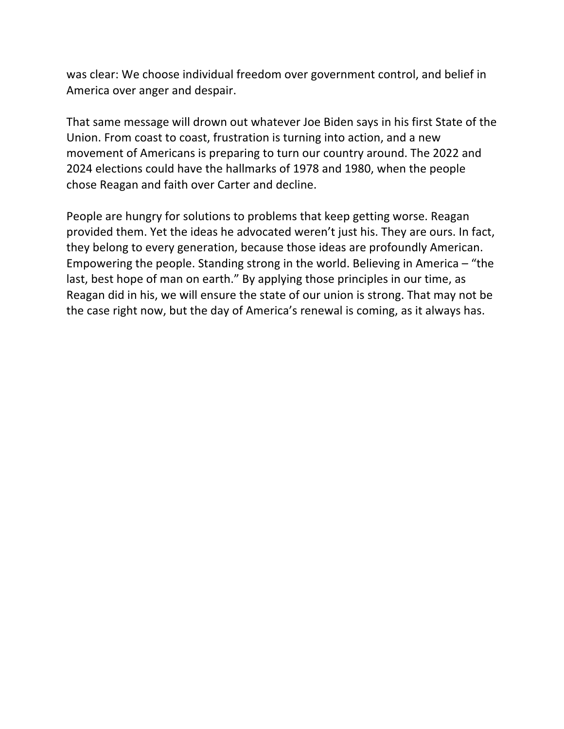was clear: We choose individual freedom over government control, and belief in America over anger and despair.

That same message will drown out whatever Joe Biden says in his first State of the Union. From coast to coast, frustration is turning into action, and a new movement of Americans is preparing to turn our country around. The 2022 and 2024 elections could have the hallmarks of 1978 and 1980, when the people chose Reagan and faith over Carter and decline.

People are hungry for solutions to problems that keep getting worse. Reagan provided them. Yet the ideas he advocated weren't just his. They are ours. In fact, they belong to every generation, because those ideas are profoundly American. Empowering the people. Standing strong in the world. Believing in America – "the last, best hope of man on earth." By applying those principles in our time, as Reagan did in his, we will ensure the state of our union is strong. That may not be the case right now, but the day of America's renewal is coming, as it always has.